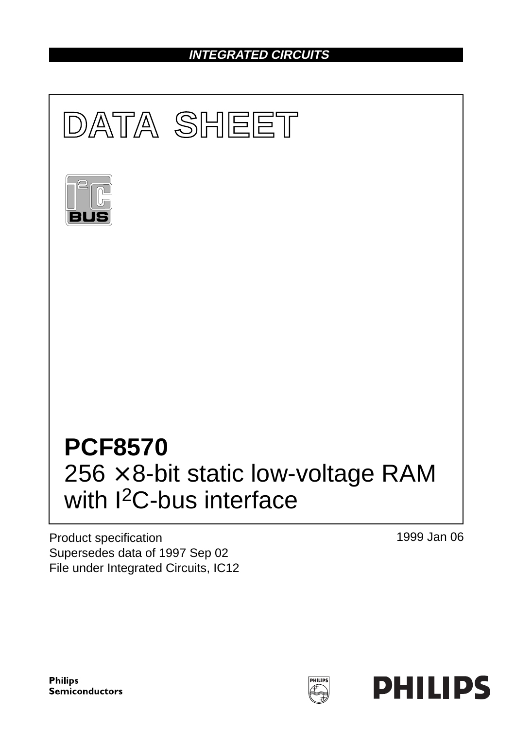INTEGRATED CIRCUITS

# DATA SHEET

# PCF8570

## 256 × 8-bit static low-voltage RAM with I²C-bus interface

Product specification
Supersedes data of 1997 Sep 02
File under Integrated Circuits, IC12

1999 Jan 06

Philips Semiconductors

PHILIPS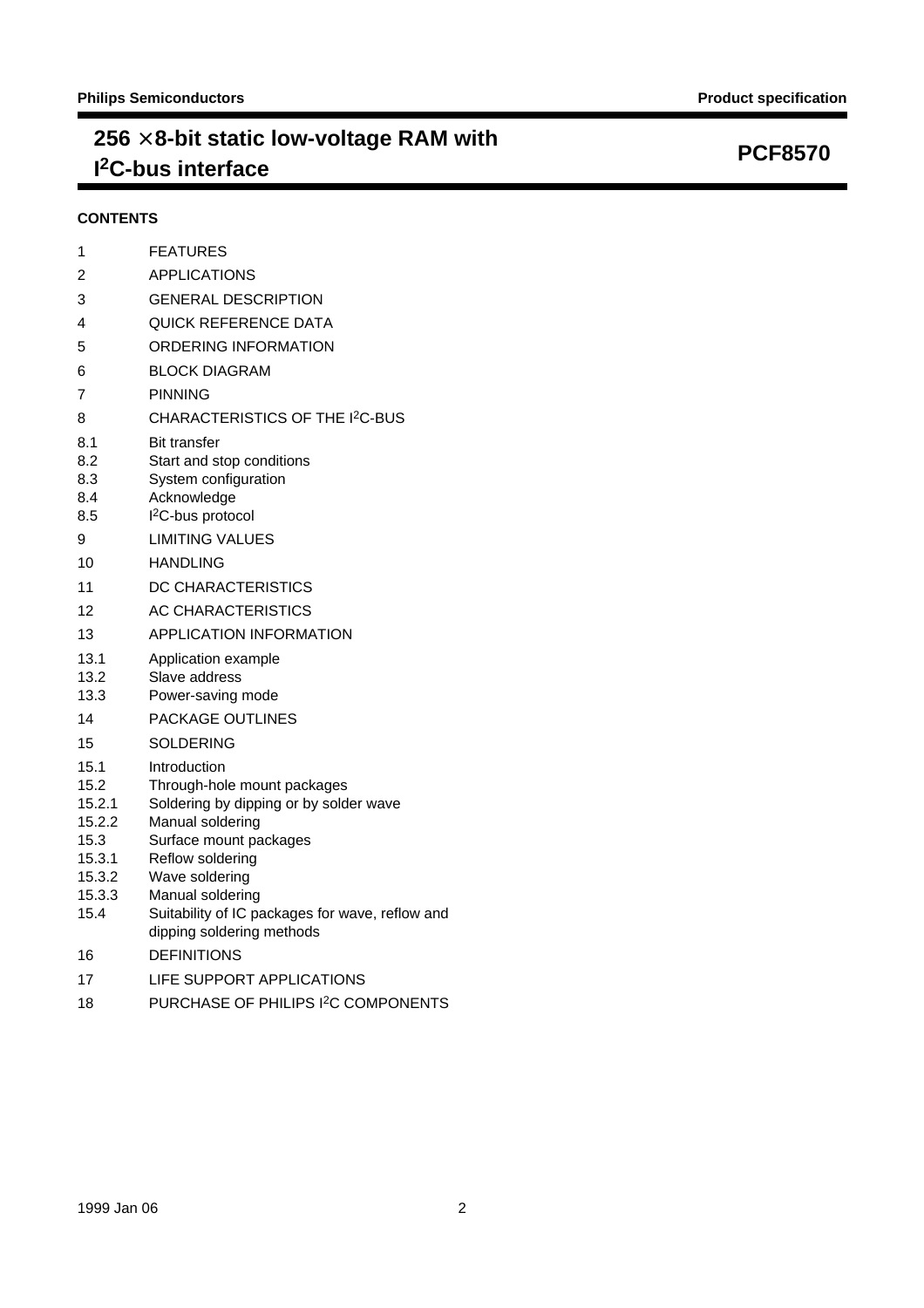## CONTENTS

1 FEATURES

2 APPLICATIONS

3 GENERAL DESCRIPTION

4 QUICK REFERENCE DATA

5 ORDERING INFORMATION

6 BLOCK DIAGRAM

7 PINNING

8 CHARACTERISTICS OF THE I²C-BUS

8.1 Bit transfer

8.2 Start and stop conditions

8.3 System configuration

8.4 Acknowledge

8.5 I²C-bus protocol

9 LIMITING VALUES

10 HANDLING

11 DC CHARACTERISTICS

12 AC CHARACTERISTICS

13 APPLICATION INFORMATION

13.1 Application example

13.2 Slave address

13.3 Power-saving mode

14 PACKAGE OUTLINES

15 SOLDERING

15.1 Introduction

15.2 Through-hole mount packages

15.2.1 Soldering by dipping or by solder wave

15.2.2 Manual soldering

15.3 Surface mount packages

15.3.1 Reflow soldering

15.3.2 Wave soldering

15.3.3 Manual soldering

15.4 Suitability of IC packages for wave, reflow and dipping soldering methods

16 DEFINITIONS

17 LIFE SUPPORT APPLICATIONS

18 PURCHASE OF PHILIPS I²C COMPONENTS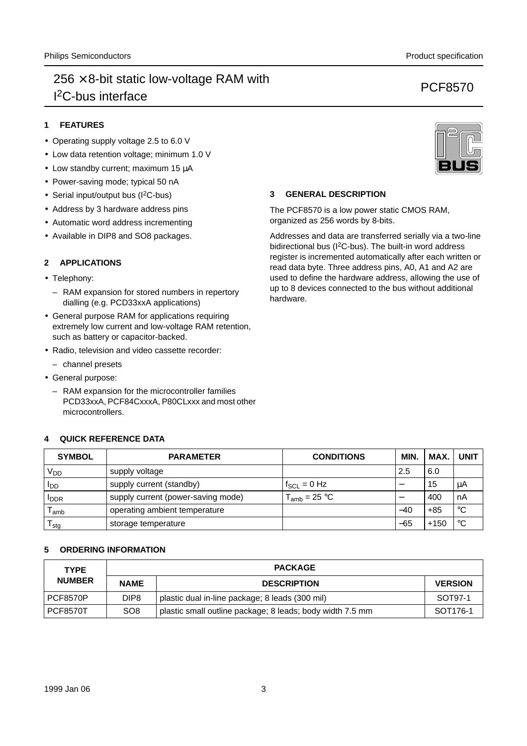# 256 × 8-bit static low-voltage RAM with I²C-bus interface

# PCF8570

## 1 FEATURES

- Operating supply voltage 2.5 to 6.0 V
- Low data retention voltage; minimum 1.0 V
- Low standby current; maximum 15 µA
- Power-saving mode; typical 50 nA
- Serial input/output bus (I²C-bus)
- Address by 3 hardware address pins
- Automatic word address incrementing
- Available in DIP8 and SO8 packages.

## 2 APPLICATIONS

- Telephony:
  - RAM expansion for stored numbers in repertory dialling (e.g. PCD33xxA applications)
- General purpose RAM for applications requiring extremely low current and low-voltage RAM retention, such as battery or capacitor-backed.
- Radio, television and video cassette recorder:
  - channel presets
- General purpose:
  - RAM expansion for the microcontroller families PCD33xxA, PCF84CxxxA, P80CLxxx and most other microcontrollers.

## 3 GENERAL DESCRIPTION

The PCF8570 is a low power static CMOS RAM, organized as 256 words by 8-bits.

Addresses and data are transferred serially via a two-line bidirectional bus (I²C-bus). The built-in word address register is incremented automatically after each written or read data byte. Three address pins, A0, A1 and A2 are used to define the hardware address, allowing the use of up to 8 devices connected to the bus without additional hardware.

## 4 QUICK REFERENCE DATA

| SYMBOL | PARAMETER | CONDITIONS | MIN. | MAX. | UNIT |
|---|---|---|---|---|---|
| $V_{DD}$ | supply voltage | | 2.5 | 6.0 | |
| $I_{DD}$ | supply current (standby) | $f_{SCL}$ = 0 Hz | – | 15 | µA |
| $I_{DDR}$ | supply current (power-saving mode) | $T_{amb}$ = 25 °C | – | 400 | nA |
| $T_{amb}$ | operating ambient temperature | | −40 | +85 | °C |
| $T_{stg}$ | storage temperature | | −65 | +150 | °C |

## 5 ORDERING INFORMATION

| TYPE NUMBER | PACKAGE | | |
|---|---|---|---|
| | NAME | DESCRIPTION | VERSION |
| PCF8570P | DIP8 | plastic dual in-line package; 8 leads (300 mil) | SOT97-1 |
| PCF8570T | SO8 | plastic small outline package; 8 leads; body width 7.5 mm | SOT176-1 |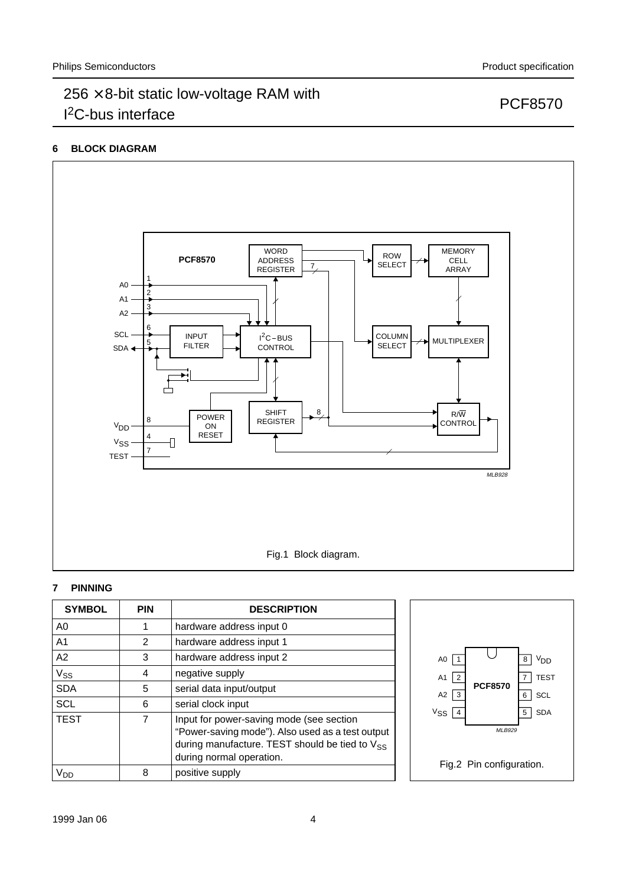## 6 BLOCK DIAGRAM

PCF8570
A0
A1
A2
SCL
SDA
$V_{DD}$
$V_{SS}$
TEST
1
2
3
6
5
8
4
7
INPUT FILTER
$I^2C$-BUS CONTROL
WORD ADDRESS REGISTER
7
ROW SELECT
MEMORY CELL ARRAY
COLUMN SELECT
MULTIPLEXER
POWER ON RESET
SHIFT REGISTER
8
R/$\overline{W}$ CONTROL
MLB928

Fig.1 Block diagram.

## 7 PINNING

| SYMBOL | PIN | DESCRIPTION |
|---|---|---|
| A0 | 1 | hardware address input 0 |
| A1 | 2 | hardware address input 1 |
| A2 | 3 | hardware address input 2 |
| $V_{SS}$ | 4 | negative supply |
| SDA | 5 | serial data input/output |
| SCL | 6 | serial clock input |
| TEST | 7 | Input for power-saving mode (see section "Power-saving mode"). Also used as a test output during manufacture. TEST should be tied to $V_{SS}$ during normal operation. |
| $V_{DD}$ | 8 | positive supply |

A0 1
A1 2
A2 3
$V_{SS}$ 4
PCF8570
8 $V_{DD}$
7 TEST
6 SCL
5 SDA
MLB929

Fig.2 Pin configuration.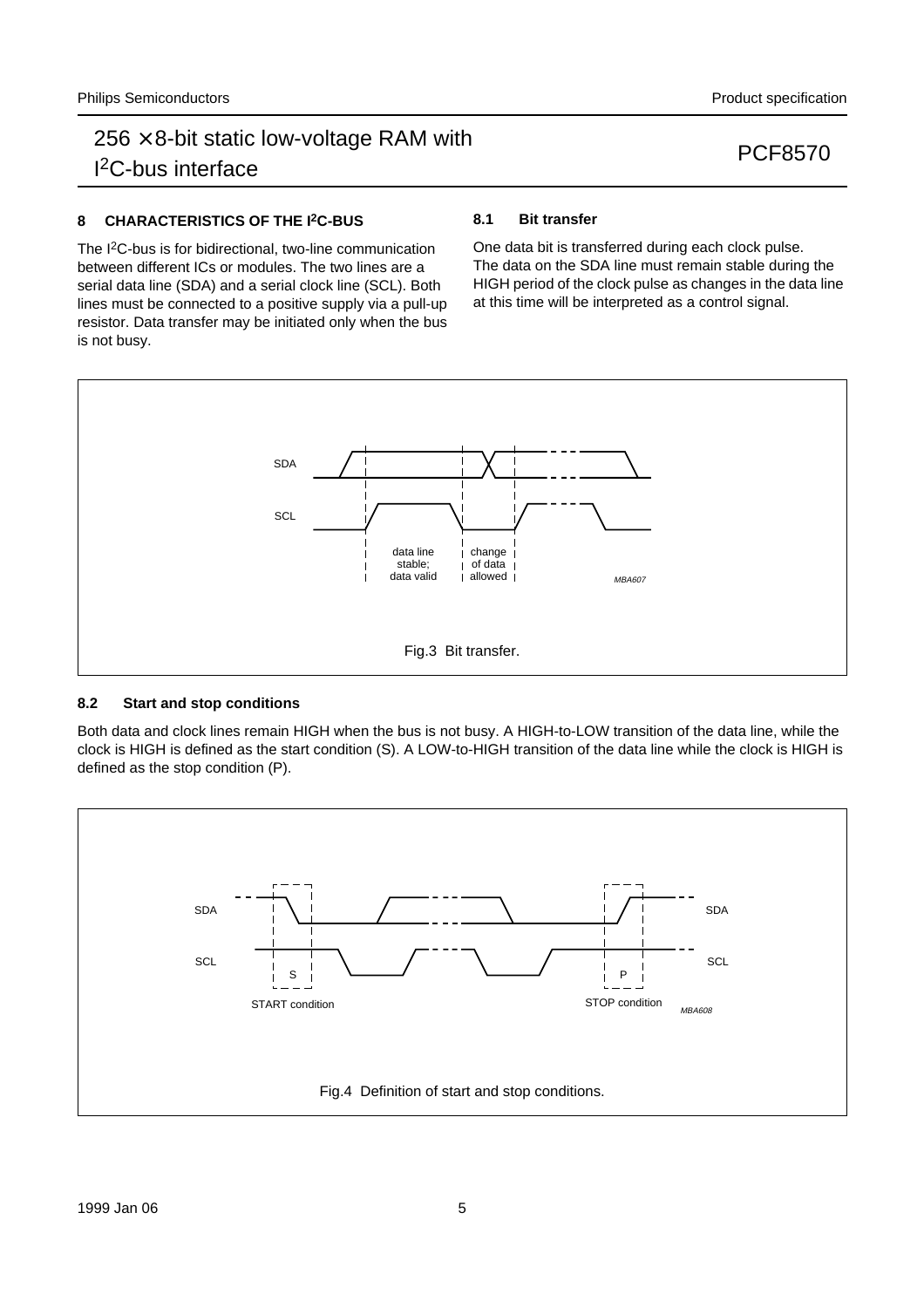## 8 CHARACTERISTICS OF THE I²C-BUS

The I²C-bus is for bidirectional, two-line communication between different ICs or modules. The two lines are a serial data line (SDA) and a serial clock line (SCL). Both lines must be connected to a positive supply via a pull-up resistor. Data transfer may be initiated only when the bus is not busy.

### 8.1 Bit transfer

One data bit is transferred during each clock pulse. The data on the SDA line must remain stable during the HIGH period of the clock pulse as changes in the data line at this time will be interpreted as a control signal.

SDA
SCL
data line stable; data valid
change of data allowed
MBA607

Fig.3 Bit transfer.

### 8.2 Start and stop conditions

Both data and clock lines remain HIGH when the bus is not busy. A HIGH-to-LOW transition of the data line, while the clock is HIGH is defined as the start condition (S). A LOW-to-HIGH transition of the data line while the clock is HIGH is defined as the stop condition (P).

SDA
SCL
S
START condition
P
STOP condition
SDA
SCL
MBA608

Fig.4 Definition of start and stop conditions.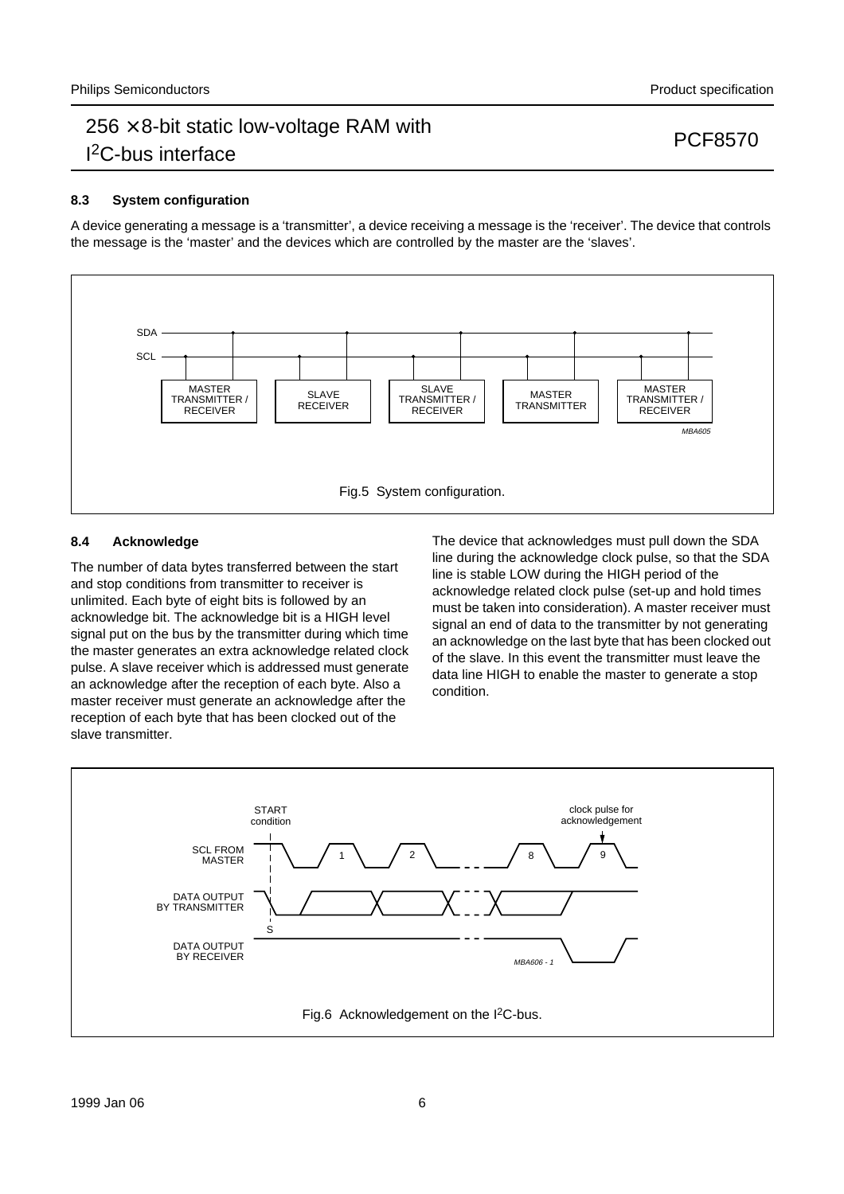### 8.3 System configuration

A device generating a message is a 'transmitter', a device receiving a message is the 'receiver'. The device that controls the message is the 'master' and the devices which are controlled by the master are the 'slaves'.

SDA
SCL
MASTER TRANSMITTER / RECEIVER
SLAVE RECEIVER
SLAVE TRANSMITTER / RECEIVER
MASTER TRANSMITTER
MASTER TRANSMITTER / RECEIVER
MBA605

Fig.5 System configuration.

### 8.4 Acknowledge

The number of data bytes transferred between the start and stop conditions from transmitter to receiver is unlimited. Each byte of eight bits is followed by an acknowledge bit. The acknowledge bit is a HIGH level signal put on the bus by the transmitter during which time the master generates an extra acknowledge related clock pulse. A slave receiver which is addressed must generate an acknowledge after the reception of each byte. Also a master receiver must generate an acknowledge after the reception of each byte that has been clocked out of the slave transmitter.

The device that acknowledges must pull down the SDA line during the acknowledge clock pulse, so that the SDA line is stable LOW during the HIGH period of the acknowledge related clock pulse (set-up and hold times must be taken into consideration). A master receiver must signal an end of data to the transmitter by not generating an acknowledge on the last byte that has been clocked out of the slave. In this event the transmitter must leave the data line HIGH to enable the master to generate a stop condition.

START condition
clock pulse for acknowledgement
SCL FROM MASTER
1
2
8
9
DATA OUTPUT BY TRANSMITTER
S
DATA OUTPUT BY RECEIVER
MBA606 - 1

Fig.6 Acknowledgement on the I²C-bus.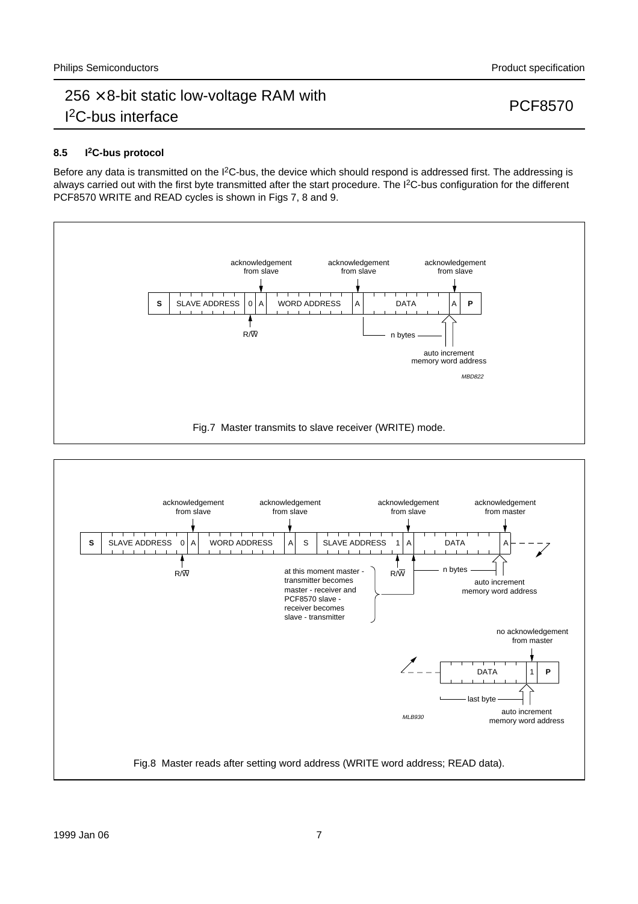### 8.5 I²C-bus protocol

Before any data is transmitted on the I²C-bus, the device which should respond is addressed first. The addressing is always carried out with the first byte transmitted after the start procedure. The I²C-bus configuration for the different PCF8570 WRITE and READ cycles is shown in Figs 7, 8 and 9.

acknowledgement from slave
acknowledgement from slave
acknowledgement from slave
S | SLAVE ADDRESS | 0 | A | WORD ADDRESS | A | DATA | A | P
R/W
n bytes
auto increment memory word address
MBD822

Fig.7 Master transmits to slave receiver (WRITE) mode.

acknowledgement from slave
acknowledgement from slave
acknowledgement from slave
acknowledgement from master
S | SLAVE ADDRESS | 0 | A | WORD ADDRESS | A | S | SLAVE ADDRESS | 1 | A | DATA | A
R/W
at this moment master - transmitter becomes master - receiver and PCF8570 slave - receiver becomes slave - transmitter
R/W
n bytes
auto increment memory word address
no acknowledgement from master
DATA | 1 | P
last byte
auto increment memory word address
MLB930

Fig.8 Master reads after setting word address (WRITE word address; READ data).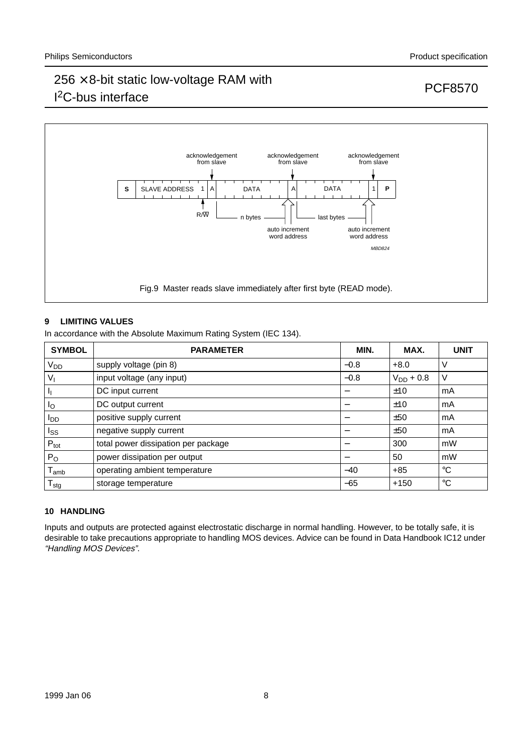S | SLAVE ADDRESS | 1 | A | DATA | A | DATA | 1 | P

acknowledgement from slave

acknowledgement from slave

acknowledgement from slave

R/$\overline{W}$

n bytes

last bytes

auto increment word address

auto increment word address

MBD824

Fig.9 Master reads slave immediately after first byte (READ mode).

## 9 LIMITING VALUES

In accordance with the Absolute Maximum Rating System (IEC 134).

| SYMBOL | PARAMETER | MIN. | MAX. | UNIT |
|---|---|---|---|---|
| $V_{DD}$ | supply voltage (pin 8) | −0.8 | +8.0 | V |
| $V_I$ | input voltage (any input) | −0.8 | $V_{DD}$ + 0.8 | V |
| $I_I$ | DC input current | − | ±10 | mA |
| $I_O$ | DC output current | − | ±10 | mA |
| $I_{DD}$ | positive supply current | − | ±50 | mA |
| $I_{SS}$ | negative supply current | − | ±50 | mA |
| $P_{tot}$ | total power dissipation per package | − | 300 | mW |
| $P_O$ | power dissipation per output | − | 50 | mW |
| $T_{amb}$ | operating ambient temperature | −40 | +85 | °C |
| $T_{stg}$ | storage temperature | −65 | +150 | °C |

## 10 HANDLING

Inputs and outputs are protected against electrostatic discharge in normal handling. However, to be totally safe, it is desirable to take precautions appropriate to handling MOS devices. Advice can be found in Data Handbook IC12 under *"Handling MOS Devices"*.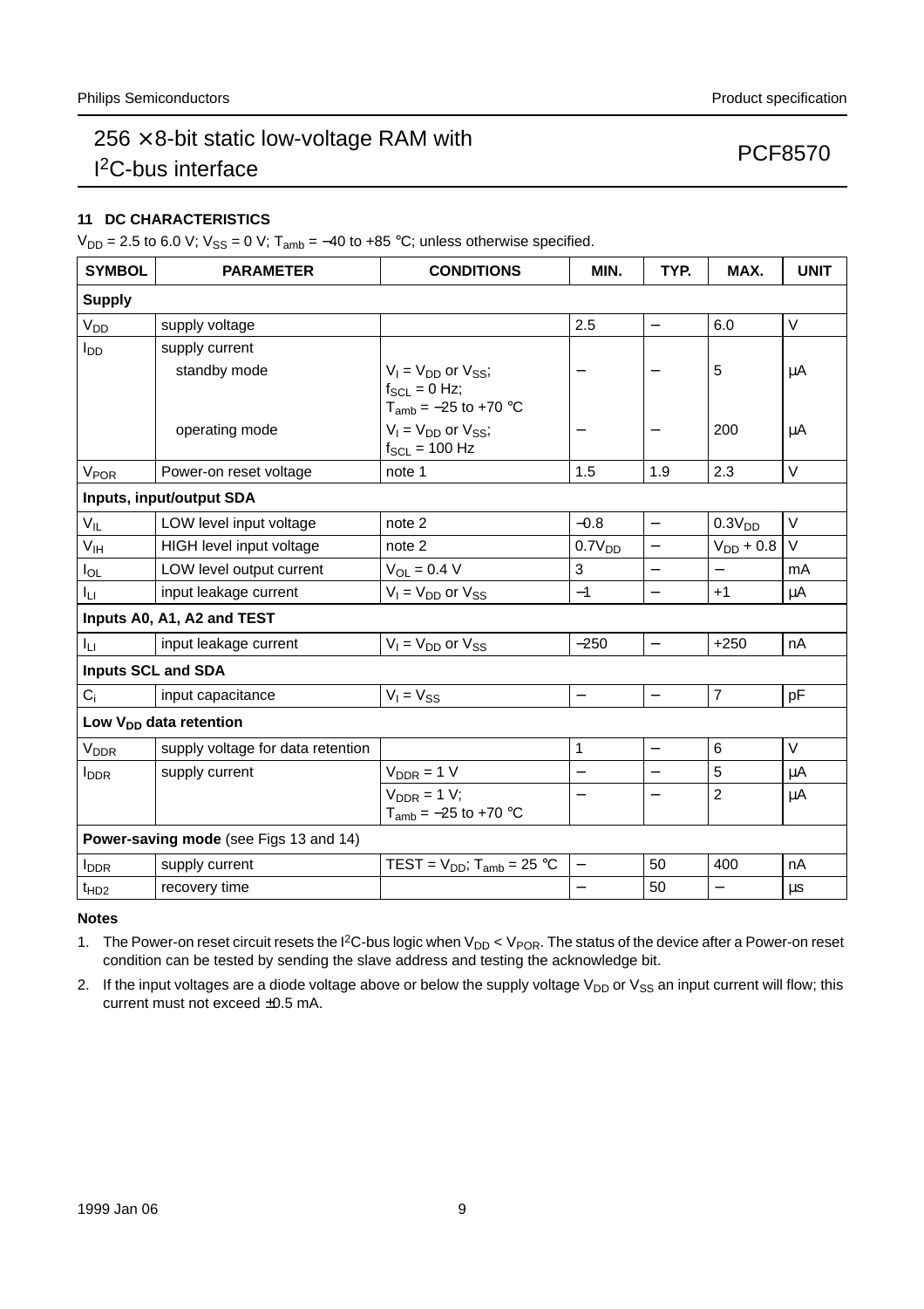## 11 DC CHARACTERISTICS

$V_{DD}$ = 2.5 to 6.0 V; $V_{SS}$ = 0 V; $T_{amb}$ = −40 to +85 °C; unless otherwise specified.

| SYMBOL | PARAMETER | CONDITIONS | MIN. | TYP. | MAX. | UNIT |
|---|---|---|---|---|---|---|
| **Supply** | | | | | | |
| $V_{DD}$ | supply voltage | | 2.5 | − | 6.0 | V |
| $I_{DD}$ | supply current | | | | | |
| | standby mode | $V_I = V_{DD}$ or $V_{SS}$; $f_{SCL}$ = 0 Hz; $T_{amb}$ = −25 to +70 °C | − | − | 5 | μA |
| | operating mode | $V_I = V_{DD}$ or $V_{SS}$; $f_{SCL}$ = 100 Hz | − | − | 200 | μA |
| $V_{POR}$ | Power-on reset voltage | note 1 | 1.5 | 1.9 | 2.3 | V |
| **Inputs, input/output SDA** | | | | | | |
| $V_{IL}$ | LOW level input voltage | note 2 | −0.8 | − | $0.3V_{DD}$ | V |
| $V_{IH}$ | HIGH level input voltage | note 2 | $0.7V_{DD}$ | − | $V_{DD}$ + 0.8 | V |
| $I_{OL}$ | LOW level output current | $V_{OL}$ = 0.4 V | 3 | − | − | mA |
| $I_{LI}$ | input leakage current | $V_I = V_{DD}$ or $V_{SS}$ | −1 | − | +1 | μA |
| **Inputs A0, A1, A2 and TEST** | | | | | | |
| $I_{LI}$ | input leakage current | $V_I = V_{DD}$ or $V_{SS}$ | −250 | − | +250 | nA |
| **Inputs SCL and SDA** | | | | | | |
| $C_i$ | input capacitance | $V_I = V_{SS}$ | − | − | 7 | pF |
| **Low $V_{DD}$ data retention** | | | | | | |
| $V_{DDR}$ | supply voltage for data retention | | 1 | − | 6 | V |
| $I_{DDR}$ | supply current | $V_{DDR}$ = 1 V | − | − | 5 | μA |
| | | $V_{DDR}$ = 1 V; $T_{amb}$ = −25 to +70 °C | − | − | 2 | μA |
| **Power-saving mode** (see Figs 13 and 14) | | | | | | |
| $I_{DDR}$ | supply current | TEST = $V_{DD}$; $T_{amb}$ = 25 °C | − | 50 | 400 | nA |
| $t_{HD2}$ | recovery time | | − | 50 | − | μs |

### Notes

1. The Power-on reset circuit resets the I²C-bus logic when $V_{DD} < V_{POR}$. The status of the device after a Power-on reset condition can be tested by sending the slave address and testing the acknowledge bit.
2. If the input voltages are a diode voltage above or below the supply voltage $V_{DD}$ or $V_{SS}$ an input current will flow; this current must not exceed ±0.5 mA.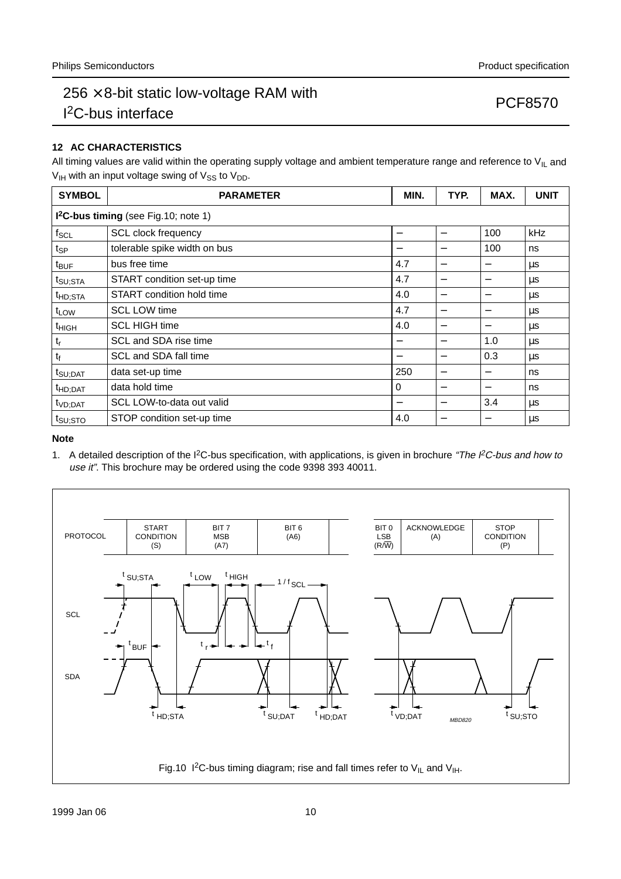## 12 AC CHARACTERISTICS

All timing values are valid within the operating supply voltage and ambient temperature range and reference to $V_{IL}$ and $V_{IH}$ with an input voltage swing of $V_{SS}$ to $V_{DD}$.

| SYMBOL | PARAMETER | MIN. | TYP. | MAX. | UNIT |
|---|---|---|---|---|---|
| **I²C-bus timing** (see Fig.10; note 1) | | | | | |
| $f_{SCL}$ | SCL clock frequency | − | − | 100 | kHz |
| $t_{SP}$ | tolerable spike width on bus | − | − | 100 | ns |
| $t_{BUF}$ | bus free time | 4.7 | − | − | μs |
| $t_{SU;STA}$ | START condition set-up time | 4.7 | − | − | μs |
| $t_{HD;STA}$ | START condition hold time | 4.0 | − | − | μs |
| $t_{LOW}$ | SCL LOW time | 4.7 | − | − | μs |
| $t_{HIGH}$ | SCL HIGH time | 4.0 | − | − | μs |
| $t_r$ | SCL and SDA rise time | − | − | 1.0 | μs |
| $t_f$ | SCL and SDA fall time | − | − | 0.3 | μs |
| $t_{SU;DAT}$ | data set-up time | 250 | − | − | ns |
| $t_{HD;DAT}$ | data hold time | 0 | − | − | ns |
| $t_{VD;DAT}$ | SCL LOW-to-data out valid | − | − | 3.4 | μs |
| $t_{SU;STO}$ | STOP condition set-up time | 4.0 | − | − | μs |

### Note

1. A detailed description of the I²C-bus specification, with applications, is given in brochure *"The I²C-bus and how to use it"*. This brochure may be ordered using the code 9398 393 40011.

Fig.10 I²C-bus timing diagram; rise and fall times refer to $V_{IL}$ and $V_{IH}$.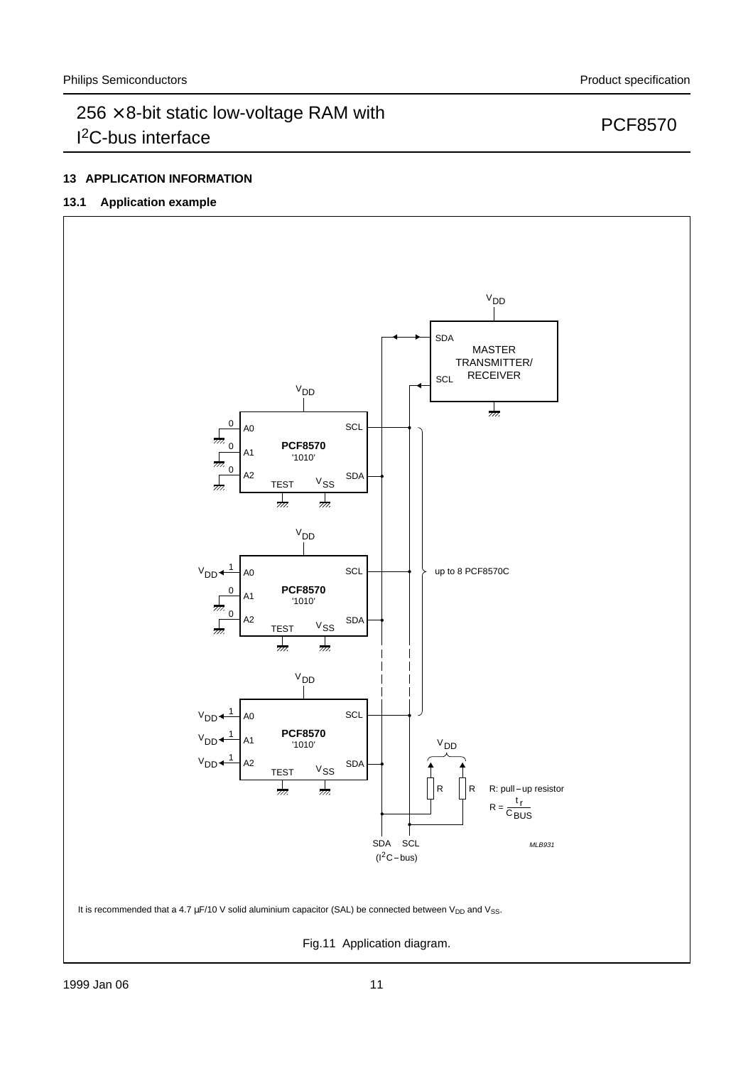## 13 APPLICATION INFORMATION

### 13.1 Application example

$V_{DD}$

SDA

MASTER TRANSMITTER/ RECEIVER

SCL

$V_{DD}$

0 A0

0 A1

0 A2

**PCF8570**
'1010'

SCL

SDA

TEST $V_{SS}$

$V_{DD}$

$V_{DD}$ 1 A0

0 A1

0 A2

**PCF8570**
'1010'

SCL

SDA

TEST $V_{SS}$

up to 8 PCF8570C

$V_{DD}$

$V_{DD}$ 1 A0

$V_{DD}$ 1 A1

$V_{DD}$ 1 A2

**PCF8570**
'1010'

SCL

SDA

TEST $V_{SS}$

$V_{DD}$

R R

R: pull−up resistor

$R = \frac{t_r}{C_{BUS}}$

SDA SCL
($I^2C$−bus)

MLB931

It is recommended that a 4.7 μF/10 V solid aluminium capacitor (SAL) be connected between $V_{DD}$ and $V_{SS}$.

Fig.11 Application diagram.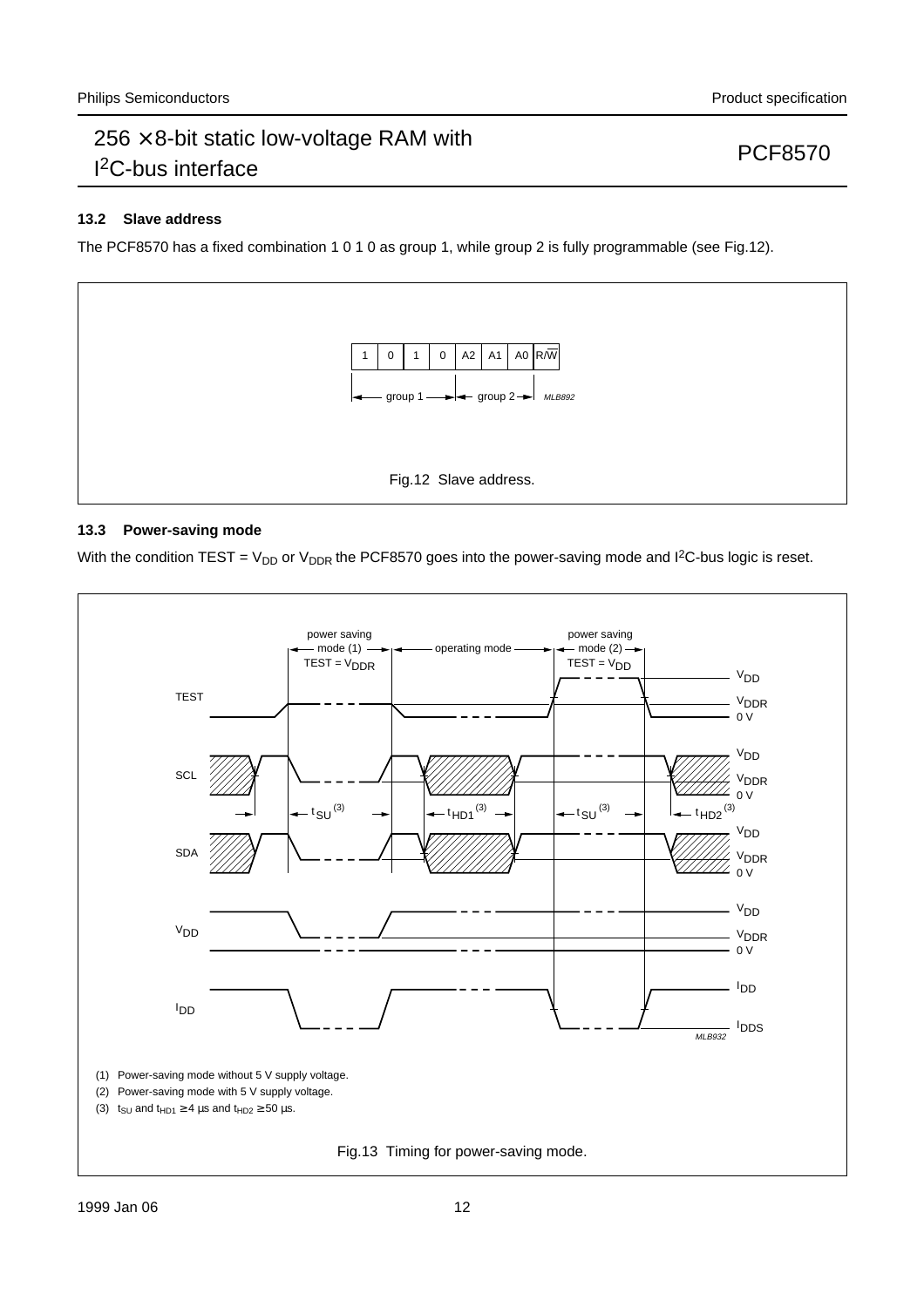### 13.2 Slave address

The PCF8570 has a fixed combination 1 0 1 0 as group 1, while group 2 is fully programmable (see Fig.12).

1 0 1 0 A2 A1 A0 R/$\overline{W}$

group 1 group 2

MLB892

Fig.12 Slave address.

### 13.3 Power-saving mode

With the condition TEST = $V_{DD}$ or $V_{DDR}$ the PCF8570 goes into the power-saving mode and $I^2C$-bus logic is reset.

power saving mode (1) TEST = $V_{DDR}$

operating mode

power saving mode (2) TEST = $V_{DD}$

TEST

SCL

SDA

$V_{DD}$

$I_{DD}$

$V_{DD}$

$V_{DDR}$

0 V

$t_{SU}$ (3)

$t_{HD1}$ (3)

$t_{SU}$ (3)

$t_{HD2}$ (3)

$I_{DD}$

$I_{DDS}$

MLB932

(1) Power-saving mode without 5 V supply voltage.

(2) Power-saving mode with 5 V supply voltage.

(3) $t_{SU}$ and $t_{HD1}$ ≥ 4 µs and $t_{HD2}$ ≥ 50 µs.

Fig.13 Timing for power-saving mode.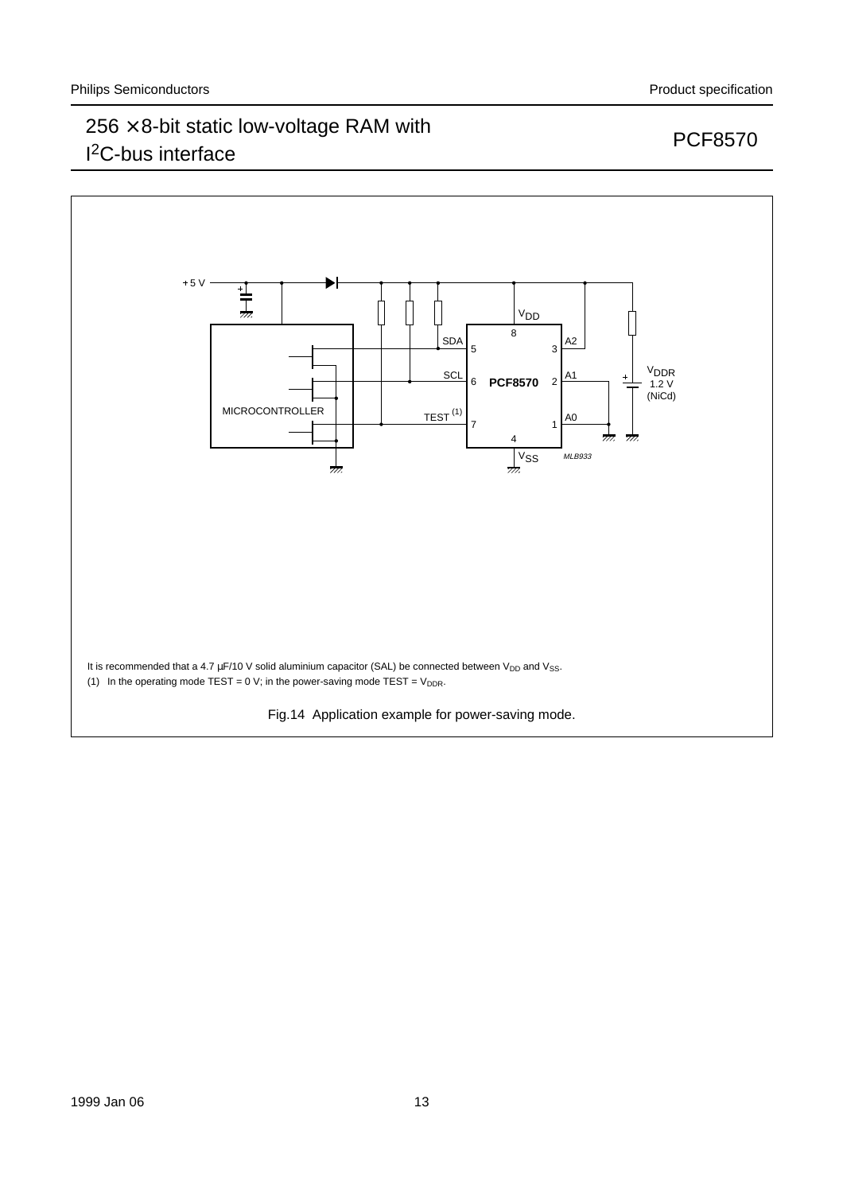+5 V

MICROCONTROLLER

SDA 5

SCL 6

TEST (1) 7

$V_{DD}$

8

PCF8570

4

$V_{SS}$

3 A2

2 A1

1 A0

$V_{DDR}$
1.2 V
(NiCd)

MLB933

It is recommended that a 4.7 μF/10 V solid aluminium capacitor (SAL) be connected between $V_{DD}$ and $V_{SS}$.

(1) In the operating mode TEST = 0 V; in the power-saving mode TEST = $V_{DDR}$.

Fig.14 Application example for power-saving mode.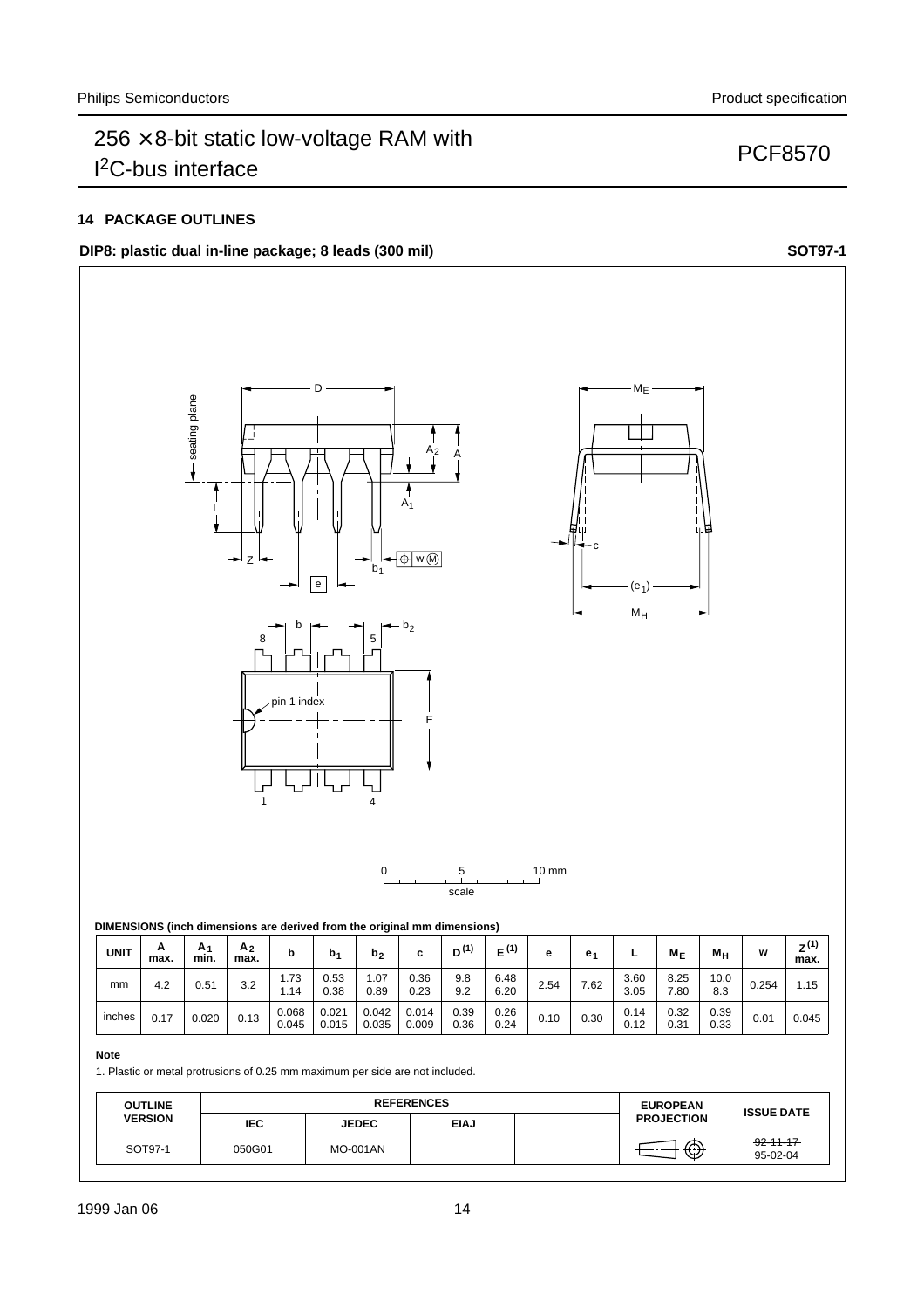## 14 PACKAGE OUTLINES

**DIP8: plastic dual in-line package; 8 leads (300 mil)** **SOT97-1**

0 5 10 mm

scale

**DIMENSIONS (inch dimensions are derived from the original mm dimensions)**

| UNIT | A max. | A1 min. | A2 max. | b | b1 | b2 | c | D (1) | E (1) | e | e1 | L | ME | MH | w | Z (1) max. |
|---|---|---|---|---|---|---|---|---|---|---|---|---|---|---|---|---|
| mm | 4.2 | 0.51 | 3.2 | 1.73<br>1.14 | 0.53<br>0.38 | 1.07<br>0.89 | 0.36<br>0.23 | 9.8<br>9.2 | 6.48<br>6.20 | 2.54 | 7.62 | 3.60<br>3.05 | 8.25<br>7.80 | 10.0<br>8.3 | 0.254 | 1.15 |
| inches | 0.17 | 0.020 | 0.13 | 0.068<br>0.045 | 0.021<br>0.015 | 0.042<br>0.035 | 0.014<br>0.009 | 0.39<br>0.36 | 0.26<br>0.24 | 0.10 | 0.30 | 0.14<br>0.12 | 0.32<br>0.31 | 0.39<br>0.33 | 0.01 | 0.045 |

**Note**

1. Plastic or metal protrusions of 0.25 mm maximum per side are not included.

| OUTLINE VERSION | REFERENCES | | | | EUROPEAN PROJECTION | ISSUE DATE |
|---|---|---|---|---|---|---|
| | IEC | JEDEC | EIAJ | | | |
| SOT97-1 | 050G01 | MO-001AN | | | | ~~92-11-17~~<br>95-02-04 |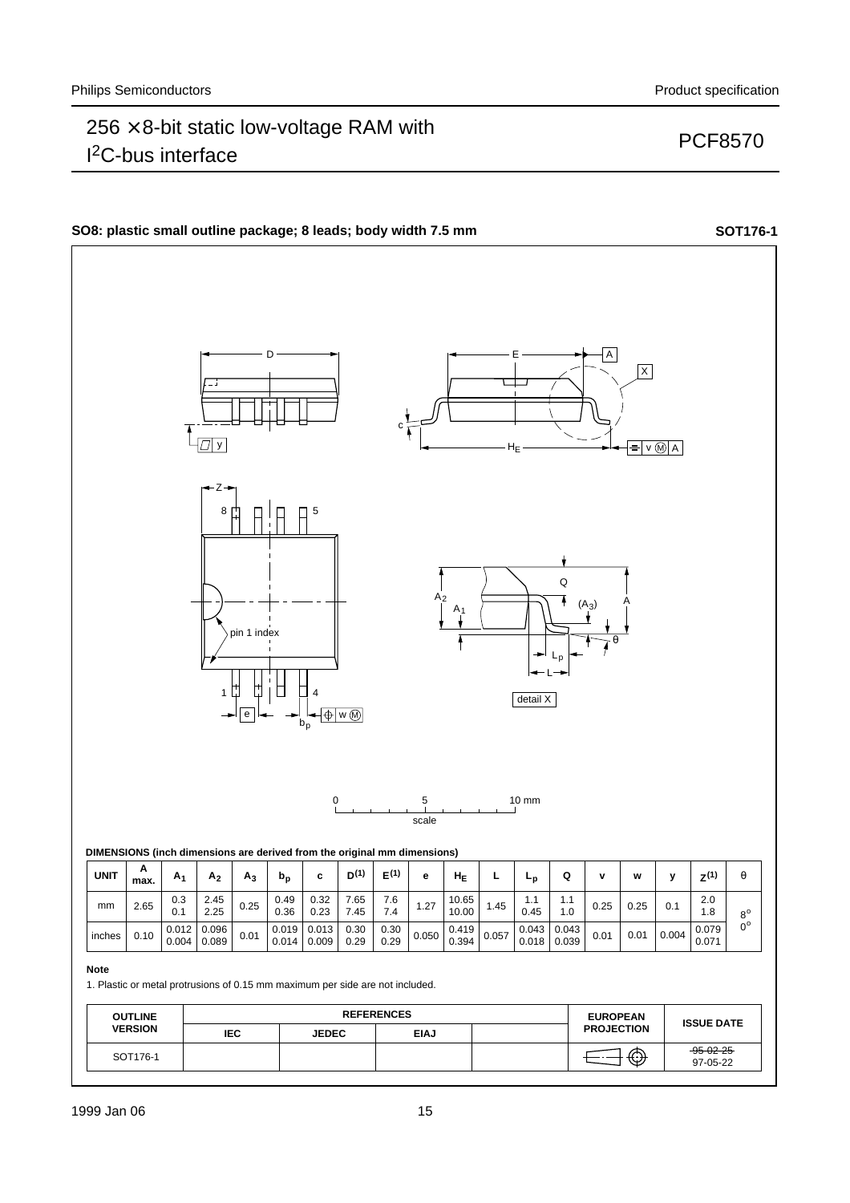**SO8: plastic small outline package; 8 leads; body width 7.5 mm** **SOT176-1**

D

E

A

X

c

y

$H_E$

v M A

Z

8

5

pin 1 index

1

4

e

$b_p$

w M

$A_2$

$A_1$

Q

$(A_3)$

A

θ

$L_p$

L

detail X

0 5 10 mm

scale

**DIMENSIONS (inch dimensions are derived from the original mm dimensions)**

| UNIT | A max. | $A_1$ | $A_2$ | $A_3$ | $b_p$ | c | $D^{(1)}$ | $E^{(1)}$ | e | $H_E$ | L | $L_p$ | Q | v | w | y | $Z^{(1)}$ | θ |
|---|---|---|---|---|---|---|---|---|---|---|---|---|---|---|---|---|---|---|
| mm | 2.65 | 0.3<br>0.1 | 2.45<br>2.25 | 0.25 | 0.49<br>0.36 | 0.32<br>0.23 | 7.65<br>7.45 | 7.6<br>7.4 | 1.27 | 10.65<br>10.00 | 1.45 | 1.1<br>0.45 | 1.1<br>1.0 | 0.25 | 0.25 | 0.1 | 2.0<br>1.8 | 8°<br>0° |
| inches | 0.10 | 0.012<br>0.004 | 0.096<br>0.089 | 0.01 | 0.019<br>0.014 | 0.013<br>0.009 | 0.30<br>0.29 | 0.30<br>0.29 | 0.050 | 0.419<br>0.394 | 0.057 | 0.043<br>0.018 | 0.043<br>0.039 | 0.01 | 0.01 | 0.004 | 0.079<br>0.071 | |

**Note**

1. Plastic or metal protrusions of 0.15 mm maximum per side are not included.

| OUTLINE VERSION | REFERENCES | | | | EUROPEAN PROJECTION | ISSUE DATE |
|---|---|---|---|---|---|---|
| | IEC | JEDEC | EIAJ | | | |
| SOT176-1 | | | | | | ~~95-02-25~~<br>97-05-22 |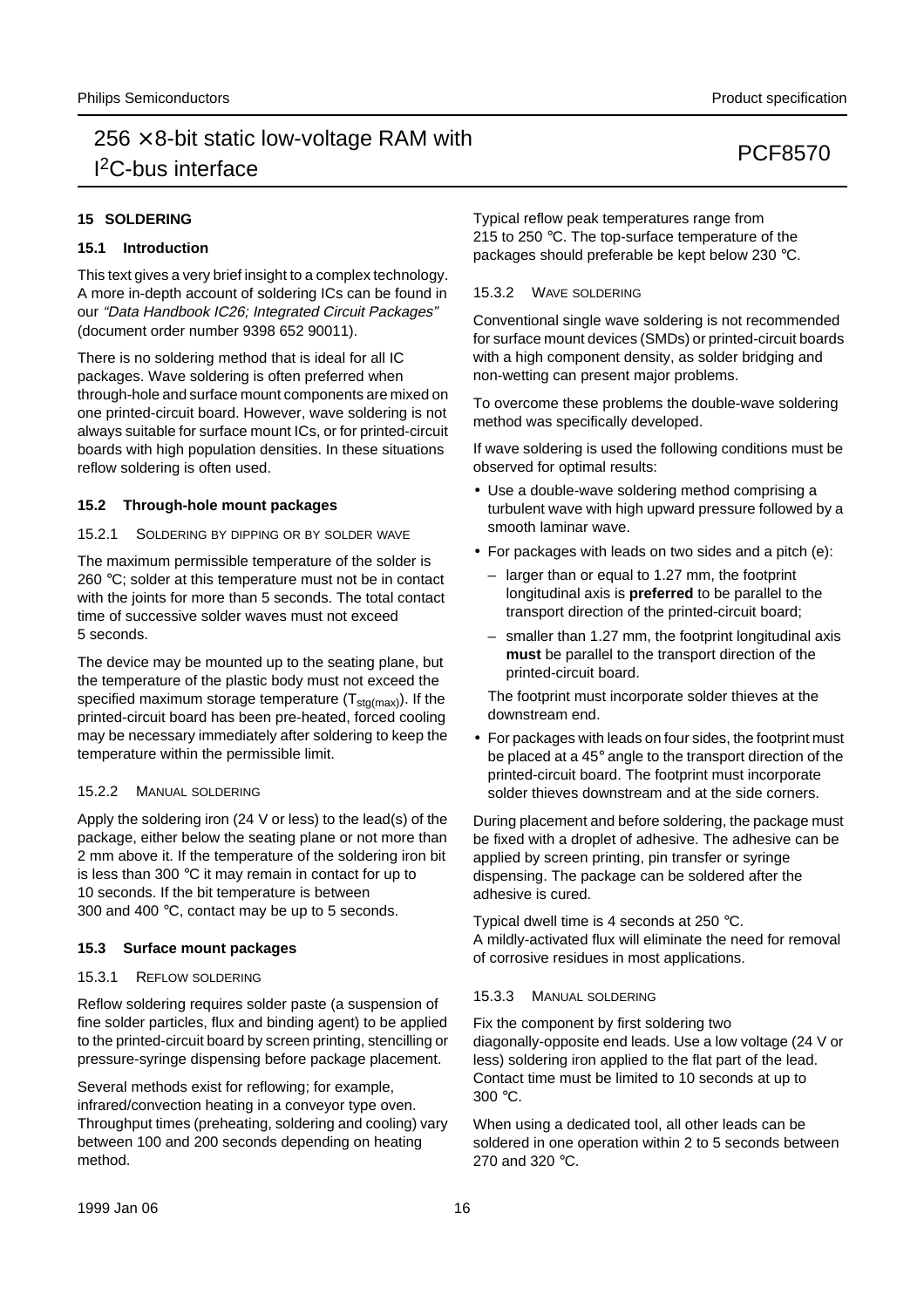## 15 SOLDERING

### 15.1 Introduction

This text gives a very brief insight to a complex technology. A more in-depth account of soldering ICs can be found in our *"Data Handbook IC26; Integrated Circuit Packages"* (document order number 9398 652 90011).

There is no soldering method that is ideal for all IC packages. Wave soldering is often preferred when through-hole and surface mount components are mixed on one printed-circuit board. However, wave soldering is not always suitable for surface mount ICs, or for printed-circuit boards with high population densities. In these situations reflow soldering is often used.

### 15.2 Through-hole mount packages

#### 15.2.1 SOLDERING BY DIPPING OR BY SOLDER WAVE

The maximum permissible temperature of the solder is 260 °C; solder at this temperature must not be in contact with the joints for more than 5 seconds. The total contact time of successive solder waves must not exceed 5 seconds.

The device may be mounted up to the seating plane, but the temperature of the plastic body must not exceed the specified maximum storage temperature ($T_{stg(max)}$). If the printed-circuit board has been pre-heated, forced cooling may be necessary immediately after soldering to keep the temperature within the permissible limit.

#### 15.2.2 MANUAL SOLDERING

Apply the soldering iron (24 V or less) to the lead(s) of the package, either below the seating plane or not more than 2 mm above it. If the temperature of the soldering iron bit is less than 300 °C it may remain in contact for up to 10 seconds. If the bit temperature is between 300 and 400 °C, contact may be up to 5 seconds.

### 15.3 Surface mount packages

#### 15.3.1 REFLOW SOLDERING

Reflow soldering requires solder paste (a suspension of fine solder particles, flux and binding agent) to be applied to the printed-circuit board by screen printing, stencilling or pressure-syringe dispensing before package placement.

Several methods exist for reflowing; for example, infrared/convection heating in a conveyor type oven. Throughput times (preheating, soldering and cooling) vary between 100 and 200 seconds depending on heating method.

Typical reflow peak temperatures range from 215 to 250 °C. The top-surface temperature of the packages should preferable be kept below 230 °C.

#### 15.3.2 WAVE SOLDERING

Conventional single wave soldering is not recommended for surface mount devices (SMDs) or printed-circuit boards with a high component density, as solder bridging and non-wetting can present major problems.

To overcome these problems the double-wave soldering method was specifically developed.

If wave soldering is used the following conditions must be observed for optimal results:

- Use a double-wave soldering method comprising a turbulent wave with high upward pressure followed by a smooth laminar wave.
- For packages with leads on two sides and a pitch (e):
  - larger than or equal to 1.27 mm, the footprint longitudinal axis is **preferred** to be parallel to the transport direction of the printed-circuit board;
  - smaller than 1.27 mm, the footprint longitudinal axis **must** be parallel to the transport direction of the printed-circuit board.

  The footprint must incorporate solder thieves at the downstream end.
- For packages with leads on four sides, the footprint must be placed at a 45° angle to the transport direction of the printed-circuit board. The footprint must incorporate solder thieves downstream and at the side corners.

During placement and before soldering, the package must be fixed with a droplet of adhesive. The adhesive can be applied by screen printing, pin transfer or syringe dispensing. The package can be soldered after the adhesive is cured.

Typical dwell time is 4 seconds at 250 °C.
A mildly-activated flux will eliminate the need for removal of corrosive residues in most applications.

#### 15.3.3 MANUAL SOLDERING

Fix the component by first soldering two diagonally-opposite end leads. Use a low voltage (24 V or less) soldering iron applied to the flat part of the lead. Contact time must be limited to 10 seconds at up to 300 °C.

When using a dedicated tool, all other leads can be soldered in one operation within 2 to 5 seconds between 270 and 320 °C.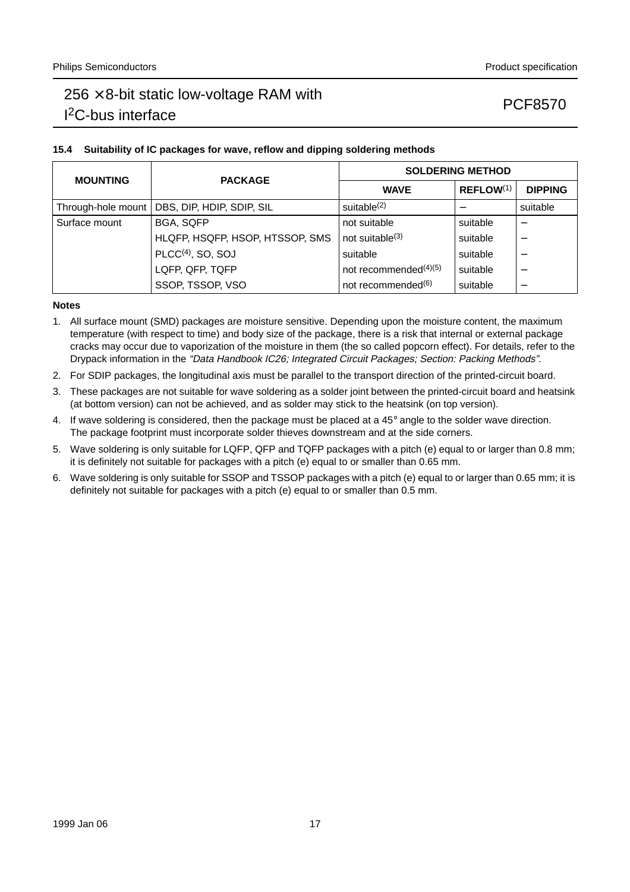### 15.4 Suitability of IC packages for wave, reflow and dipping soldering methods

| MOUNTING | PACKAGE | SOLDERING METHOD | | |
|---|---|---|---|---|
| | | WAVE | REFLOW[1] | DIPPING |
| Through-hole mount | DBS, DIP, HDIP, SDIP, SIL | suitable[2] | − | suitable |
| Surface mount | BGA, SQFP | not suitable | suitable | − |
| | HLQFP, HSQFP, HSOP, HTSSOP, SMS | not suitable[3] | suitable | − |
| | PLCC[4], SO, SOJ | suitable | suitable | − |
| | LQFP, QFP, TQFP | not recommended[4][5] | suitable | − |
| | SSOP, TSSOP, VSO | not recommended[6] | suitable | − |

**Notes**

1. All surface mount (SMD) packages are moisture sensitive. Depending upon the moisture content, the maximum temperature (with respect to time) and body size of the package, there is a risk that internal or external package cracks may occur due to vaporization of the moisture in them (the so called popcorn effect). For details, refer to the Drypack information in the *"Data Handbook IC26; Integrated Circuit Packages; Section: Packing Methods"*.
2. For SDIP packages, the longitudinal axis must be parallel to the transport direction of the printed-circuit board.
3. These packages are not suitable for wave soldering as a solder joint between the printed-circuit board and heatsink (at bottom version) can not be achieved, and as solder may stick to the heatsink (on top version).
4. If wave soldering is considered, then the package must be placed at a 45° angle to the solder wave direction. The package footprint must incorporate solder thieves downstream and at the side corners.
5. Wave soldering is only suitable for LQFP, QFP and TQFP packages with a pitch (e) equal to or larger than 0.8 mm; it is definitely not suitable for packages with a pitch (e) equal to or smaller than 0.65 mm.
6. Wave soldering is only suitable for SSOP and TSSOP packages with a pitch (e) equal to or larger than 0.65 mm; it is definitely not suitable for packages with a pitch (e) equal to or smaller than 0.5 mm.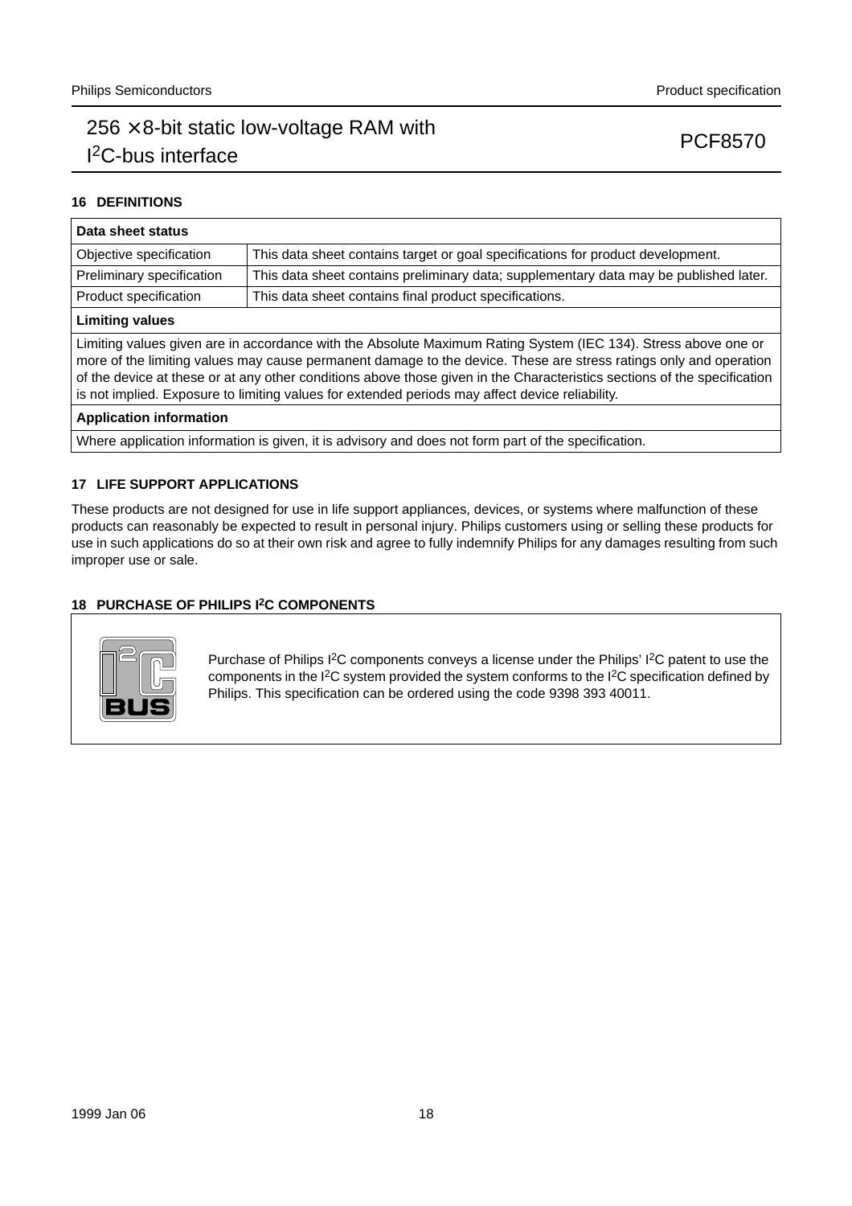## 16 DEFINITIONS

| | |
|---|---|
| **Data sheet status** | |
| Objective specification | This data sheet contains target or goal specifications for product development. |
| Preliminary specification | This data sheet contains preliminary data; supplementary data may be published later. |
| Product specification | This data sheet contains final product specifications. |
| **Limiting values** | |
| Limiting values given are in accordance with the Absolute Maximum Rating System (IEC 134). Stress above one or more of the limiting values may cause permanent damage to the device. These are stress ratings only and operation of the device at these or at any other conditions above those given in the Characteristics sections of the specification is not implied. Exposure to limiting values for extended periods may affect device reliability. | |
| **Application information** | |
| Where application information is given, it is advisory and does not form part of the specification. | |

## 17 LIFE SUPPORT APPLICATIONS

These products are not designed for use in life support appliances, devices, or systems where malfunction of these products can reasonably be expected to result in personal injury. Philips customers using or selling these products for use in such applications do so at their own risk and agree to fully indemnify Philips for any damages resulting from such improper use or sale.

## 18 PURCHASE OF PHILIPS I²C COMPONENTS

Purchase of Philips I²C components conveys a license under the Philips' I²C patent to use the components in the I²C system provided the system conforms to the I²C specification defined by Philips. This specification can be ordered using the code 9398 393 40011.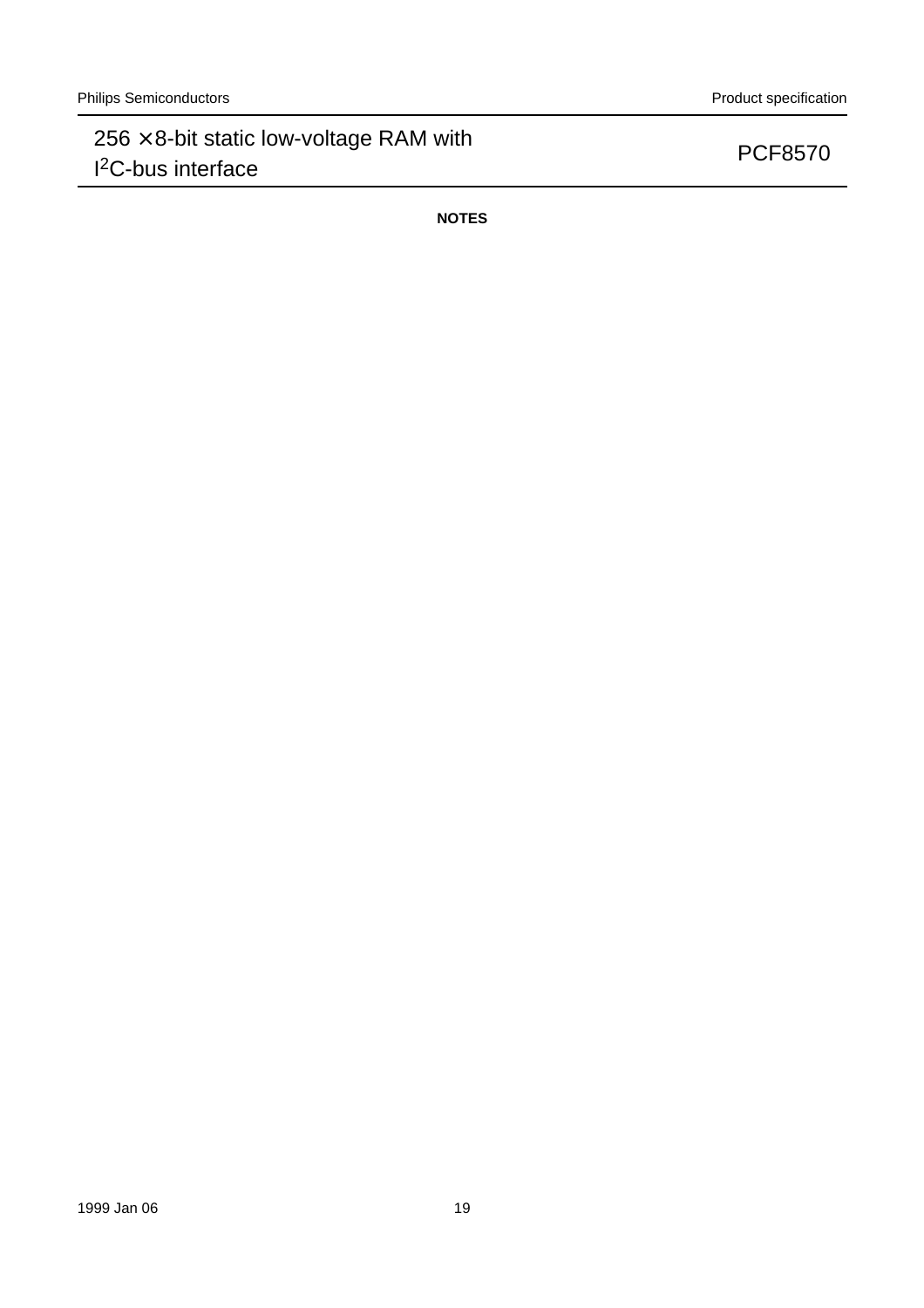**NOTES**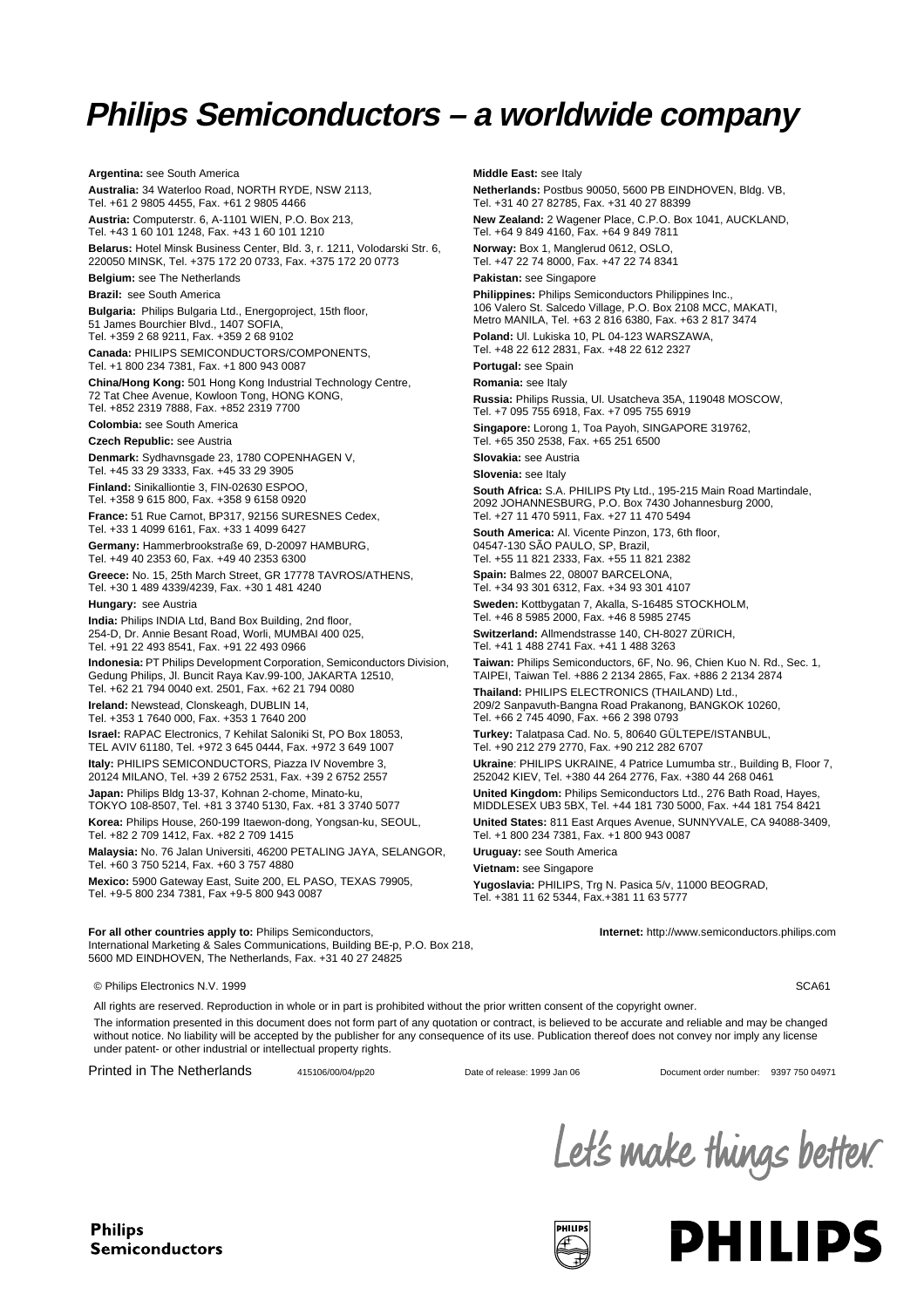# Philips Semiconductors – a worldwide company

**Argentina:** see South America

**Australia:** 34 Waterloo Road, NORTH RYDE, NSW 2113, Tel. +61 2 9805 4455, Fax. +61 2 9805 4466

**Austria:** Computerstr. 6, A-1101 WIEN, P.O. Box 213, Tel. +43 1 60 101 1248, Fax. +43 1 60 101 1210

**Belarus:** Hotel Minsk Business Center, Bld. 3, r. 1211, Volodarski Str. 6, 220050 MINSK, Tel. +375 172 20 0733, Fax. +375 172 20 0773

**Belgium:** see The Netherlands

**Brazil:** see South America

**Bulgaria:** Philips Bulgaria Ltd., Energoproject, 15th floor, 51 James Bourchier Blvd., 1407 SOFIA, Tel. +359 2 68 9211, Fax. +359 2 68 9102

**Canada:** PHILIPS SEMICONDUCTORS/COMPONENTS, Tel. +1 800 234 7381, Fax. +1 800 943 0087

**China/Hong Kong:** 501 Hong Kong Industrial Technology Centre, 72 Tat Chee Avenue, Kowloon Tong, HONG KONG, Tel. +852 2319 7888, Fax. +852 2319 7700

**Colombia:** see South America

**Czech Republic:** see Austria

**Denmark:** Sydhavnsgade 23, 1780 COPENHAGEN V, Tel. +45 33 29 3333, Fax. +45 33 29 3905

**Finland:** Sinikalliontie 3, FIN-02630 ESPOO, Tel. +358 9 615 800, Fax. +358 9 6158 0920

**France:** 51 Rue Carnot, BP317, 92156 SURESNES Cedex, Tel. +33 1 4099 6161, Fax. +33 1 4099 6427

**Germany:** Hammerbrookstraße 69, D-20097 HAMBURG, Tel. +49 40 2353 60, Fax. +49 40 2353 6300

**Greece:** No. 15, 25th March Street, GR 17778 TAVROS/ATHENS, Tel. +30 1 489 4339/4239, Fax. +30 1 481 4240

**Hungary:** see Austria

**India:** Philips INDIA Ltd, Band Box Building, 2nd floor, 254-D, Dr. Annie Besant Road, Worli, MUMBAI 400 025, Tel. +91 22 493 8541, Fax. +91 22 493 0966

**Indonesia:** PT Philips Development Corporation, Semiconductors Division, Gedung Philips, Jl. Buncit Raya Kav.99-100, JAKARTA 12510, Tel. +62 21 794 0040 ext. 2501, Fax. +62 21 794 0080

**Ireland:** Newstead, Clonskeagh, DUBLIN 14, Tel. +353 1 7640 000, Fax. +353 1 7640 200

**Israel:** RAPAC Electronics, 7 Kehilat Saloniki St, PO Box 18053, TEL AVIV 61180, Tel. +972 3 645 0444, Fax. +972 3 649 1007

**Italy:** PHILIPS SEMICONDUCTORS, Piazza IV Novembre 3, 20124 MILANO, Tel. +39 2 6752 2531, Fax. +39 2 6752 2557

**Japan:** Philips Bldg 13-37, Kohnan 2-chome, Minato-ku, TOKYO 108-8507, Tel. +81 3 3740 5130, Fax. +81 3 3740 5077

**Korea:** Philips House, 260-199 Itaewon-dong, Yongsan-ku, SEOUL, Tel. +82 2 709 1412, Fax. +82 2 709 1415

**Malaysia:** No. 76 Jalan Universiti, 46200 PETALING JAYA, SELANGOR, Tel. +60 3 750 5214, Fax. +60 3 757 4880

**Mexico:** 5900 Gateway East, Suite 200, EL PASO, TEXAS 79905, Tel. +9-5 800 234 7381, Fax +9-5 800 943 0087

**Middle East:** see Italy

**Netherlands:** Postbus 90050, 5600 PB EINDHOVEN, Bldg. VB, Tel. +31 40 27 82785, Fax. +31 40 27 88399

**New Zealand:** 2 Wagener Place, C.P.O. Box 1041, AUCKLAND, Tel. +64 9 849 4160, Fax. +64 9 849 7811

**Norway:** Box 1, Manglerud 0612, OSLO, Tel. +47 22 74 8000, Fax. +47 22 74 8341

**Pakistan:** see Singapore

**Philippines:** Philips Semiconductors Philippines Inc., 106 Valero St. Salcedo Village, P.O. Box 2108 MCC, MAKATI, Metro MANILA, Tel. +63 2 816 6380, Fax. +63 2 817 3474

**Poland:** Ul. Lukiska 10, PL 04-123 WARSZAWA, Tel. +48 22 612 2831, Fax. +48 22 612 2327

**Portugal:** see Spain

**Romania:** see Italy

**Russia:** Philips Russia, Ul. Usatcheva 35A, 119048 MOSCOW, Tel. +7 095 755 6918, Fax. +7 095 755 6919

**Singapore:** Lorong 1, Toa Payoh, SINGAPORE 319762, Tel. +65 350 2538, Fax. +65 251 6500

**Slovakia:** see Austria

**Slovenia:** see Italy

**South Africa:** S.A. PHILIPS Pty Ltd., 195-215 Main Road Martindale, 2092 JOHANNESBURG, P.O. Box 7430 Johannesburg 2000, Tel. +27 11 470 5911, Fax. +27 11 470 5494

**South America:** Al. Vicente Pinzon, 173, 6th floor, 04547-130 SÃO PAULO, SP, Brazil, Tel. +55 11 821 2333, Fax. +55 11 821 2382

**Spain:** Balmes 22, 08007 BARCELONA, Tel. +34 93 301 6312, Fax. +34 93 301 4107

**Sweden:** Kottbygatan 7, Akalla, S-16485 STOCKHOLM, Tel. +46 8 5985 2000, Fax. +46 8 5985 2745

**Switzerland:** Allmendstrasse 140, CH-8027 ZÜRICH, Tel. +41 1 488 2741 Fax. +41 1 488 3263

**Taiwan:** Philips Semiconductors, 6F, No. 96, Chien Kuo N. Rd., Sec. 1, TAIPEI, Taiwan Tel. +886 2 2134 2865, Fax. +886 2 2134 2874

**Thailand:** PHILIPS ELECTRONICS (THAILAND) Ltd., 209/2 Sanpavuth-Bangna Road Prakanong, BANGKOK 10260, Tel. +66 2 745 4090, Fax. +66 2 398 0793

**Turkey:** Talatpasa Cad. No. 5, 80640 GÜLTEPE/ISTANBUL, Tel. +90 212 279 2770, Fax. +90 212 282 6707

**Ukraine**: PHILIPS UKRAINE, 4 Patrice Lumumba str., Building B, Floor 7, 252042 KIEV, Tel. +380 44 264 2776, Fax. +380 44 268 0461

**United Kingdom:** Philips Semiconductors Ltd., 276 Bath Road, Hayes, MIDDLESEX UB3 5BX, Tel. +44 181 730 5000, Fax. +44 181 754 8421

**United States:** 811 East Arques Avenue, SUNNYVALE, CA 94088-3409, Tel. +1 800 234 7381, Fax. +1 800 943 0087

**Uruguay:** see South America

**Vietnam:** see Singapore

**Yugoslavia:** PHILIPS, Trg N. Pasica 5/v, 11000 BEOGRAD, Tel. +381 11 62 5344, Fax.+381 11 63 5777

**For all other countries apply to:** Philips Semiconductors, International Marketing & Sales Communications, Building BE-p, P.O. Box 218, 5600 MD EINDHOVEN, The Netherlands, Fax. +31 40 27 24825

**Internet:** http://www.semiconductors.philips.com

© Philips Electronics N.V. 1999 SCA61

All rights are reserved. Reproduction in whole or in part is prohibited without the prior written consent of the copyright owner.

The information presented in this document does not form part of any quotation or contract, is believed to be accurate and reliable and may be changed without notice. No liability will be accepted by the publisher for any consequence of its use. Publication thereof does not convey nor imply any license under patent- or other industrial or intellectual property rights.

Printed in The Netherlands 415106/00/04/pp20 Date of release: 1999 Jan 06 Document order number: 9397 750 04971

Let's make things better.

**Philips Semiconductors**

**PHILIPS**